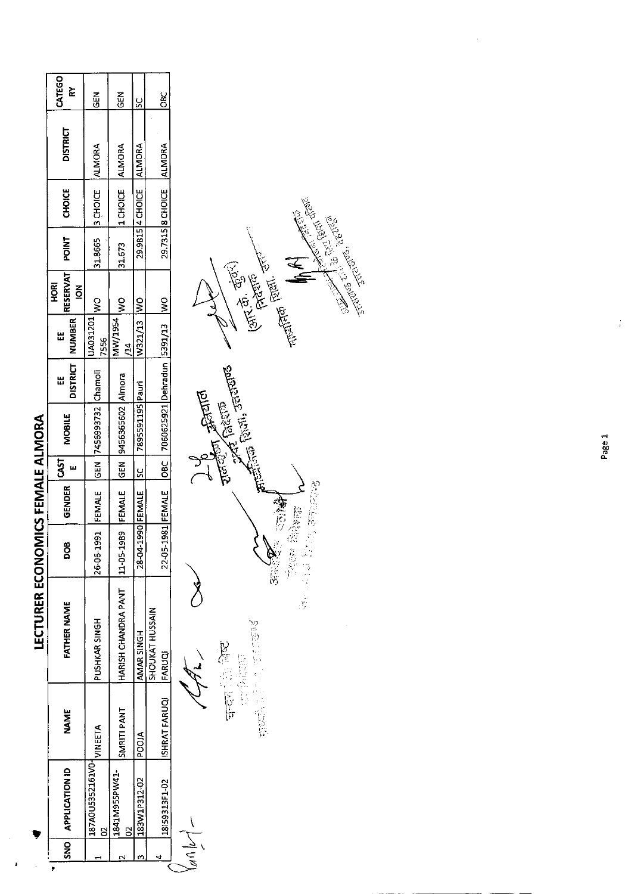# LECTURER ECONOMICS FEMALE ALMORA

| SNO | APPLICATION ID | NAME | FATHER NAME | DOB | GENDER | CASTE | MOBILE | EE DISTRICT | EE NUMBER | HORI RESERVATION | POINT | CHOICE | DISTRICT | CATEGORY |
|---|---|---|---|---|---|---|---|---|---|---|---|---|---|---|
| 1 | 187A0U5352161V0-02 | VINEETA | PUSHKAR SINGH | 26-06-1991 | FEMALE | GEN | 7456993732 | Chamoli | UA0312017556 | WO | 31.8665 | 3 CHOICE | ALMORA | GEN |
| 2 | 1841M955PW41-02 | SMRITI PANT | HARISH CHANDRA PANT | 11-05-1989 | FEMALE | GEN | 9456365602 | Almora | MW/1954/14 | WO | 31.673 | 1 CHOICE | ALMORA | GEN |
| 3 | 183W1P312-02 | POOJA | AMAR SINGH | 28-04-1990 | FEMALE | SC | 7895591195 | Pauri | W321/13 | WO | 29.9815 | 4 CHOICE | ALMORA | SC |
| 4 | 18I59313F1-02 | ISHRAT FARUQI | SHOUKAT HUSSAIN FARUQI | 22-05-1981 | FEMALE | OBC | 7060625921 | Dehradun | 5391/13 | WO | 29.7315 | 8 CHOICE | ALMORA | OBC |

(आर. के. कुँवर)
निदेशक
माध्यमिक शिक्षा, उत्तराखण्ड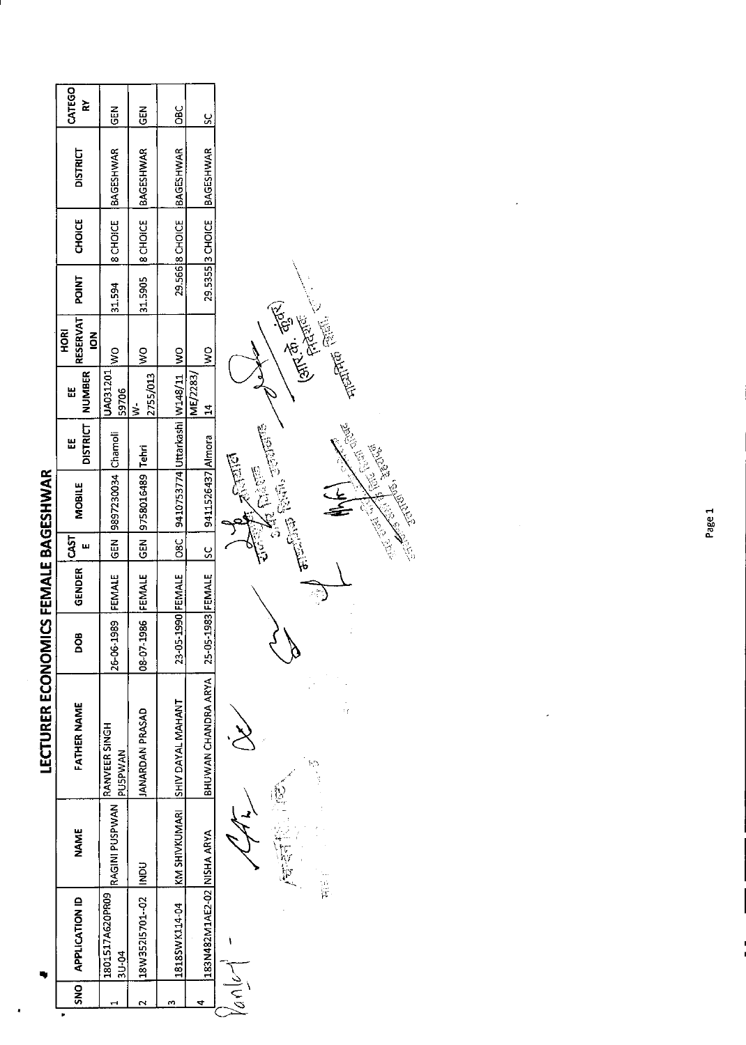# LECTURER ECONOMICS FEMALE BAGESHWAR

| SNO | APPLICATION ID | NAME | FATHER NAME | DOB | GENDER | CASTE | MOBILE | EE DISTRICT | EE NUMBER | HORI RESERVATION | POINT | CHOICE | DISTRICT | CATEGORY |
|---|---|---|---|---|---|---|---|---|---|---|---|---|---|---|
| 1 | 1801517A620PR093U-04 | RAGINI PUSPWAN | RANVEER SINGH PUSPWAN | 26-06-1989 | FEMALE | GEN | 9897230034 | Chamoli | UA03120159706 | WO | 31.594 | 8 CHOICE | BAGESHWAR | GEN |
| 2 | 18W352I5701-02 | INDU | JANARDAN PRASAD | 08-07-1986 | FEMALE | GEN | 9758016489 | Tehri | W-2755/013 | WO | 31.5905 | 8 CHOICE | BAGESHWAR | GEN |
| 3 | 1818SWK114-04 | KM SHIVKUMARI | SHIV DAYAL MAHANT | 23-05-1990 | FEMALE | OBC | 9410753774 | Uttarkashi | W148/11 | WO | 29.566 | 8 CHOICE | BAGESHWAR | OBC |
| 4 | 183N482M1AE2-02 | NISHA ARYA | BHUWAN CHANDRA ARYA | 25-05-1983 | FEMALE | SC | 9411526437 | Almora | ME/2283/14 | WO | 29.5355 | 3 CHOICE | BAGESHWAR | SC |

(आर.के. कुंवर)
निदेशक
माध्यमिक शिक्षा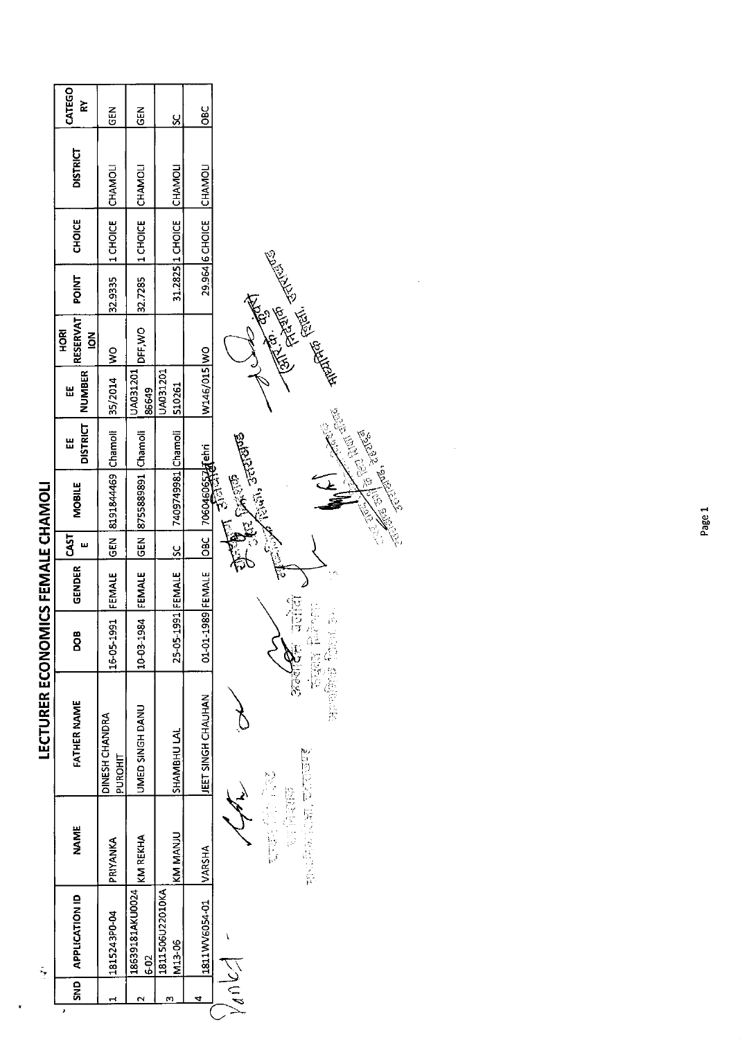# LECTURER ECONOMICS FEMALE CHAMOLI

| SND | APPLICATION ID | NAME | FATHER NAME | DOB | GENDER | CASTE | MOBILE | EE DISTRICT | EE NUMBER | HORI RESERVATION | POINT | CHOICE | DISTRICT | CATEGORY |
|---|---|---|---|---|---|---|---|---|---|---|---|---|---|---|
| 1 | 181524 3P0-04 | PRIYANKA | DINESH CHANDRA PUROHIT | 16-05-1991 | FEMALE | GEN | 8191844469 | Chamoli | 35/2014 | WO | 32.9335 | 1 CHOICE | CHAMOLI | GEN |
| 2 | 18639181AKU00246-02 | KM REKHA | UMED SINGH DANU | 10-03-1984 | FEMALE | GEN | 8755889891 | Chamoli | UA03120186649 | DFF,WO | 32.7285 | 1 CHOICE | CHAMOLI | GEN |
| 3 | 1811506U22010KAM13-06 | KM MANJU | SHAMBHU LAL | 25-05-1991 | FEMALE | SC | 7409749981 | Chamoli | UA031201510261 | | 31.2825 | 1 CHOICE | CHAMOLI | SC |
| 4 | 1811WV6054-01 | VARSHA | JEET SINGH CHAUHAN | 01-01-1989 | FEMALE | OBC | 7060460652 | Tehri | W146/015 | WO | 29.964 | 6 CHOICE | CHAMOLI | OBC |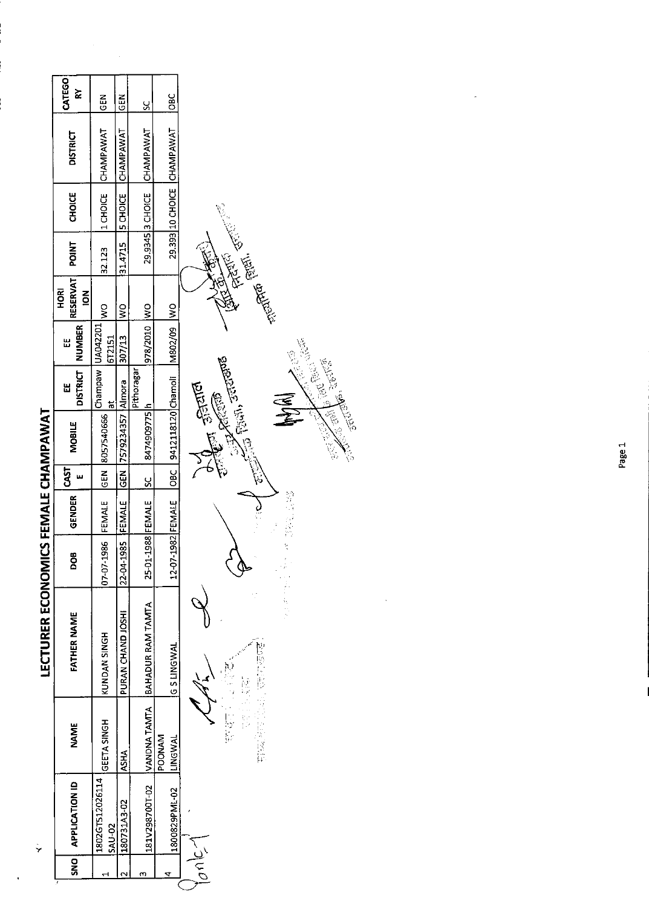# LECTURER ECONOMICS FEMALE CHAMPAWAT

| SNO | APPLICATION ID | NAME | FATHER NAME | DOB | GENDER | CASTE | MOBILE | EE DISTRICT | EE NUMBER | HORI RESERVATION | POINT | CHOICE | DISTRICT | CATEGORY |
|---|---|---|---|---|---|---|---|---|---|---|---|---|---|---|
| 1 | 1802GT512026114SAU-02 | GEETA SINGH | KUNDAN SINGH | 07-07-1986 | FEMALE | GEN | 8057540666 | Champawat | UA0422016T2151 | WO | 32.123 | 1 CHOICE | CHAMPAWAT | GEN |
| 2 | 180731A3-02 | ASHA | PURAN CHAND JOSHI | 22-04-1985 | FEMALE | GEN | 7579234357 | Almora | 307/13 | WO | 31.4715 | 5 CHOICE | CHAMPAWAT | GEN |
| 3 | 181V298700T-02 | VANDNA TAMTA | BAHADUR RAM TAMTA | 25-01-1988 | FEMALE | SC | 8474909775 | Pithoragarh | 978/2010 | WO | 29.9345 | 3 CHOICE | CHAMPAWAT | SC |
| 4 | 1800829PML-02 | POONAM LINGWAL | G S LINGWAL | 12-07-1982 | FEMALE | OBC | 9412118120 | Chamoli | M802/09 | WO | 29.393 | 10 CHOICE | CHAMPAWAT | OBC |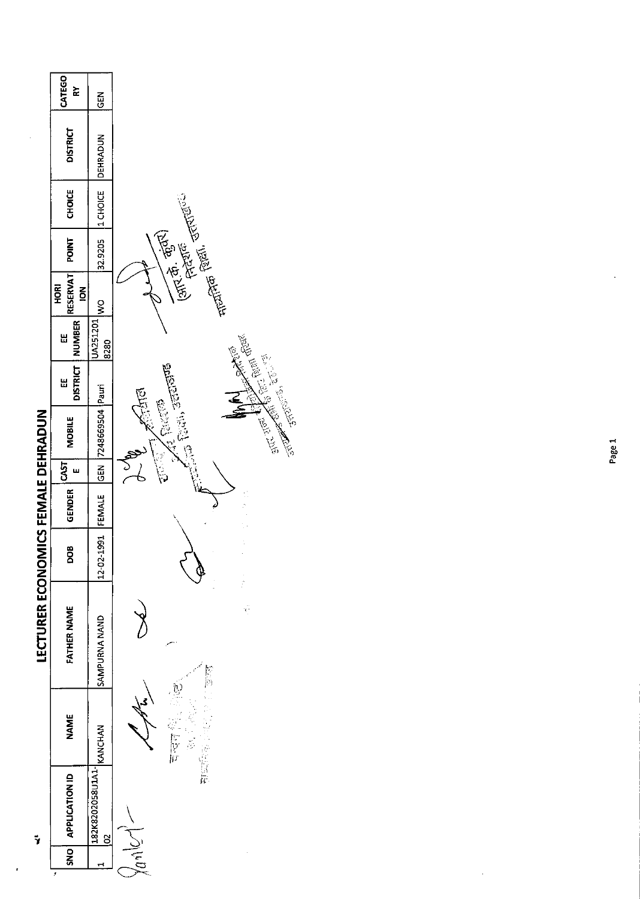# LECTURER ECONOMICS FEMALE DEHRADUN

| SNO | APPLICATION ID | NAME | FATHER NAME | DOB | GENDER | CASTE | MOBILE | EE DISTRICT | EE NUMBER | HORI RESERVATION | POINT | CHOICE | DISTRICT | CATEGORY |
|---|---|---|---|---|---|---|---|---|---|---|---|---|---|---|
| 1 | 182K8202058U1A1-02 | KANCHAN | SAMPURNA NAND | 12-02-1991 | FEMALE | GEN | 7248669504 | Pauri | UA2512018280 | WO | 32.9205 | 1 CHOICE | DEHRADUN | GEN |

(आर. के. कुंवर)
निदेशक
माध्यमिक शिक्षा, उत्तराखण्ड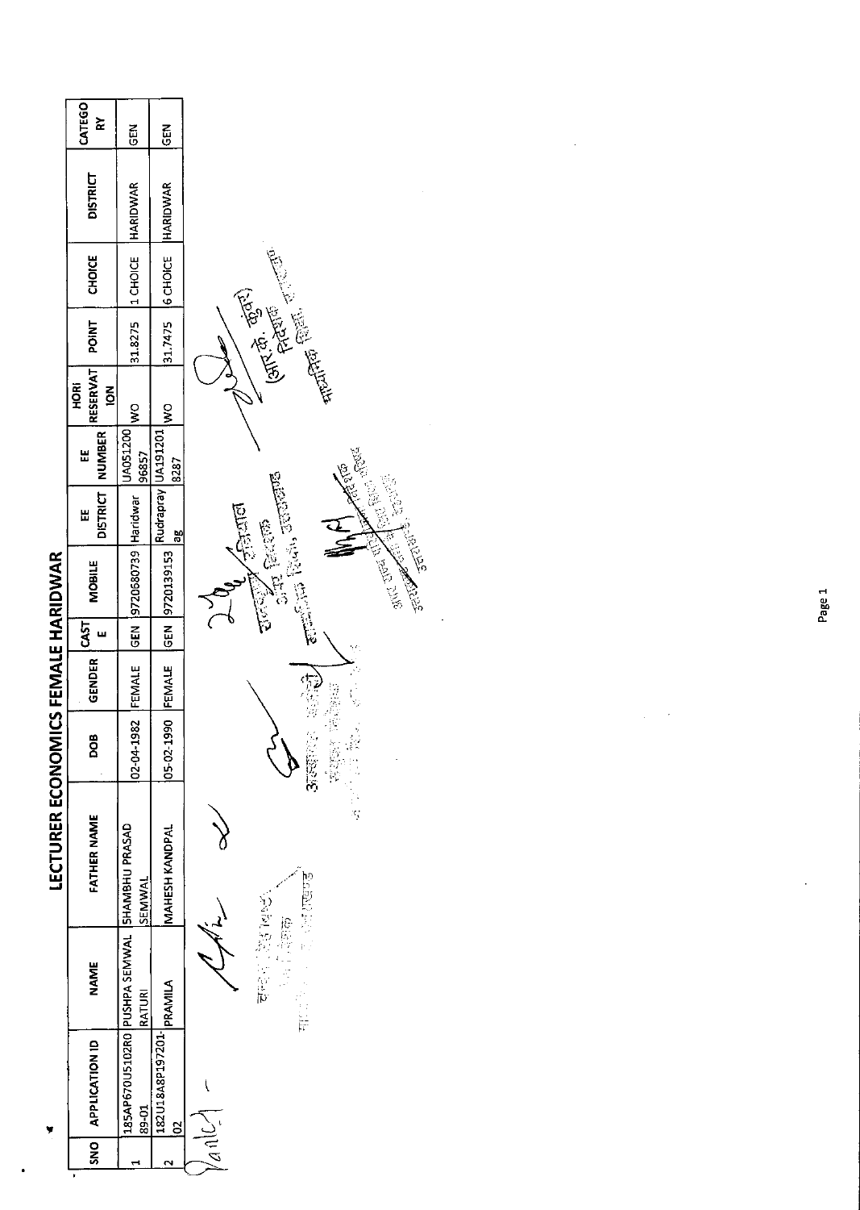# LECTURER ECONOMICS FEMALE HARIDWAR

| SNO | APPLICATION ID | NAME | FATHER NAME | DOB | GENDER | CASTE | MOBILE | EE DISTRICT | EE NUMBER | HORI RESERVATION | POINT | CHOICE | DISTRICT | CATEGORY |
|---|---|---|---|---|---|---|---|---|---|---|---|---|---|---|
| 1 | 185AP670U5102R089-01 | PUSHPA SEMWAL RATURI | SHAMBHU PRASAD SEMWAL | 02-04-1982 | FEMALE | GEN | 9720580739 | Haridwar | UA05120096857 | WO | 31.8275 | 1 CHOICE | HARIDWAR | GEN |
| 2 | 182U18A8P197201-02 | PRAMILA | MAHESH KANDPAL | 05-02-1990 | FEMALE | GEN | 9720139153 | Rudrapryag | UA1912018287 | WO | 31.7475 | 6 CHOICE | HARIDWAR | GEN |

(आर.के. कुंवर)
निदेशक
माध्यमिक शिक्षा, उत्तराखण्ड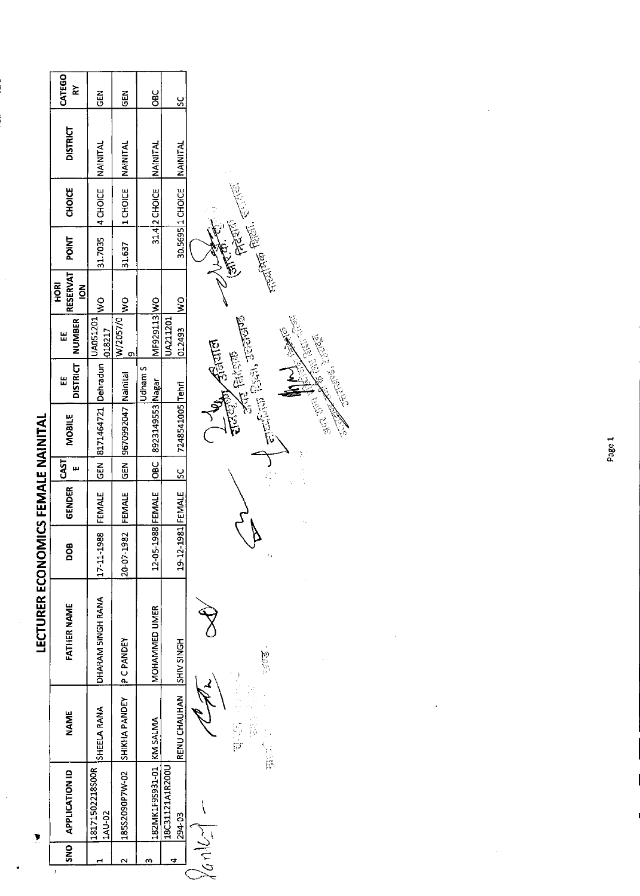# LECTURER ECONOMICS FEMALE NAINITAL

| SNO | APPLICATION ID | NAME | FATHER NAME | DOB | GENDER | CASTE | MOBILE | EE DISTRICT | EE NUMBER | HORI RESERVATION | POINT | CHOICE | DISTRICT | CATEGORY |
|---|---|---|---|---|---|---|---|---|---|---|---|---|---|---|
| 1 | 18171502218S00R1AU-02 | SHEELA RANA | DHARAM SINGH RANA | 17-11-1988 | FEMALE | GEN | 8171464721 | Dehradun | UA051201018217 | WO | 31.7035 | 4 CHOICE | NAINITAL | GEN |
| 2 | 18S52090P7W-02 | SHIKHA PANDEY | P C PANDEY | 20-07-1982 | FEMALE | GEN | 9670992047 | Nainital | W/2057/09 | WO | 31.637 | 1 CHOICE | NAINITAL | GEN |
| 3 | 182MK1F9S931-01 | KM SALMA | MOHAMMED UMER | 12-05-1988 | FEMALE | OBC | 8923149553 | Udham S Nagar | MF929113 | WO | 31.4 | 2 CHOICE | NAINITAL | OBC |
| 4 | 18C31121A1R200U294-03 | RENU CHAUHAN | SHIV SINGH | 19-12-1981 | FEMALE | SC | 7248541005 | Tehri | UA211201012493 | WO | 30.5695 | 1 CHOICE | NAINITAL | SC |

अपर निदेशक
माध्यमिक शिक्षा, उत्तराखण्ड

निदेशक
माध्यमिक शिक्षा, उत्तराखण्ड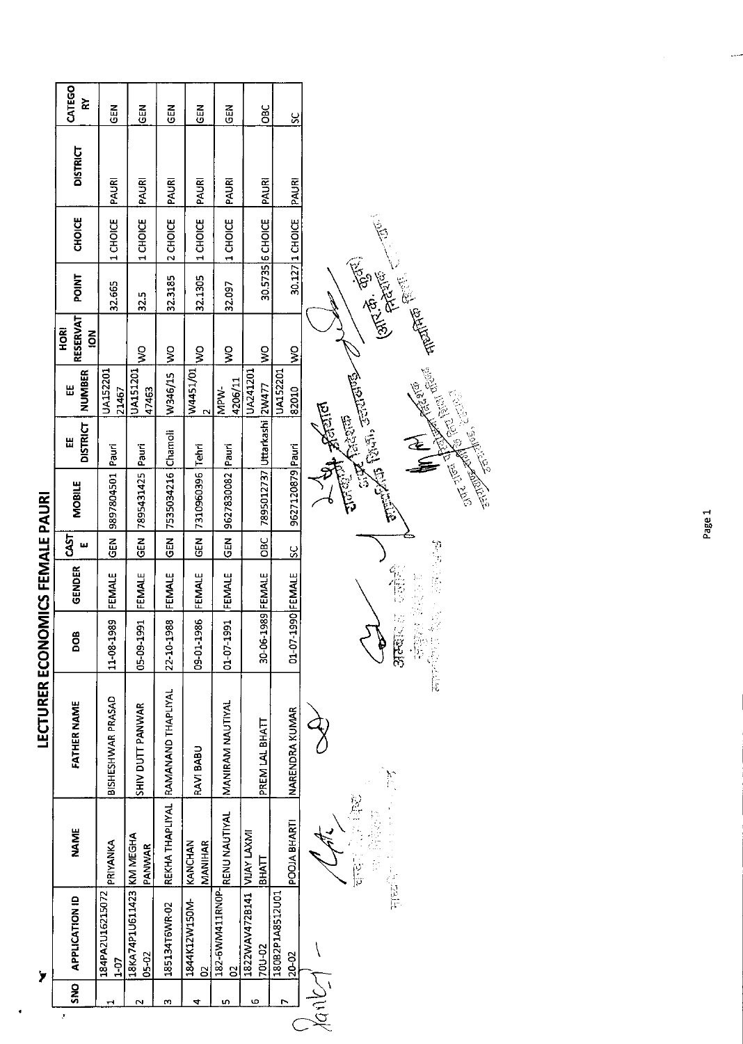# LECTURER ECONOMICS FEMALE PAURI

| SNO | APPLICATION ID | NAME | FATHER NAME | DOB | GENDER | CASTE | MOBILE | EE DISTRICT | EE NUMBER | HORI RESERVATION | POINT | CHOICE | DISTRICT | CATEGORY |
|---|---|---|---|---|---|---|---|---|---|---|---|---|---|---|
| 1 | 184PA2U16215072 1-07 | PRIYANKA | BISHESHWAR PRASAD | 11-08-1989 | FEMALE | GEN | 9897804501 | Pauri | UA152201 21467 | | 32.665 | 1 CHOICE | PAURI | GEN |
| 2 | 18KA74P1U611423 05-02 | KM MEGHA PANWAR | SHIV DUTT PANWAR | 05-09-1991 | FEMALE | GEN | 7895431425 | Pauri | UA151201 47463 | WO | 32.5 | 1 CHOICE | PAURI | GEN |
| 3 | 185134T6WR-02 | REKHA THAPLIYAL | RAMANAND THAPLIYAL | 22-10-1988 | FEMALE | GEN | 7535034216 | Chamoli | W346/15 | WO | 32.3185 | 2 CHOICE | PAURI | GEN |
| 4 | 1844K12W150M-02 | KANCHAN MANIHAR | RAVI BABU | 09-01-1986 | FEMALE | GEN | 7310960396 | Tehri | W4451/01 2 | WO | 32.1305 | 1 CHOICE | PAURI | GEN |
| 5 | 182-6WM411RN0P-02 | RENU NAUTIYAL | MANIRAM NAUTIYAL | 01-07-1991 | FEMALE | GEN | 9627830082 | Pauri | MPW-4206/11 | WO | 32.097 | 1 CHOICE | PAURI | GEN |
| 6 | 1822WAV472B141 70U-02 | VIJAY LAXMI BHATT | PREM LAL BHATT | 30-06-1989 | FEMALE | OBC | 7895012737 | Uttarkashi | UA241201 2W477 | WO | 30.5735 | 6 CHOICE | PAURI | OBC |
| 7 | 180B2P1A8512U01 20-02 | POOJA BHARTI | NARENDRA KUMAR | 01-07-1990 | FEMALE | SC | 9627120879 | Pauri | UA152201 82010 | WO | 30.127 | 1 CHOICE | PAURI | SC |

(आर.के. कुँवर)
निदेशक
माध्यमिक शिक्षा, उत्तराखण्ड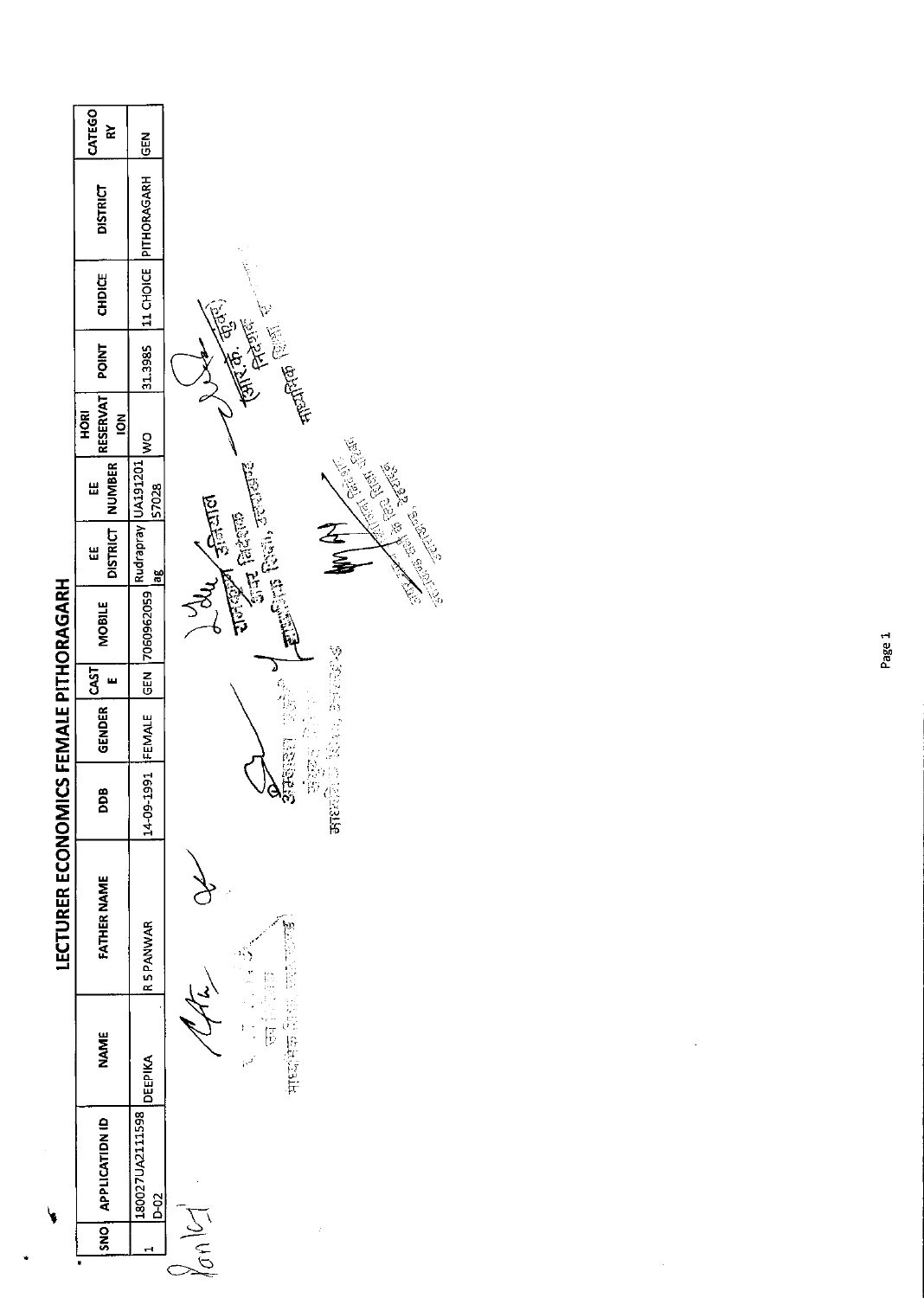# LECTURER ECONOMICS FEMALE PITHORAGARH

| SNO | APPLICATION ID | NAME | FATHER NAME | DOB | GENDER | CASTE | MOBILE | EE DISTRICT | EE NUMBER | HORI RESERVATION | POINT | CHOICE | DISTRICT | CATEGORY |
|---|---|---|---|---|---|---|---|---|---|---|---|---|---|---|
| 1 | 180027UA2111598D-02 | DEEPIKA | R S PANWAR | 14-09-1991 | FEMALE | GEN | 7060962059 | Rudraprayag | UA19120157028 | WO | 31.3985 | 11 CHOICE | PITHORAGARH | GEN |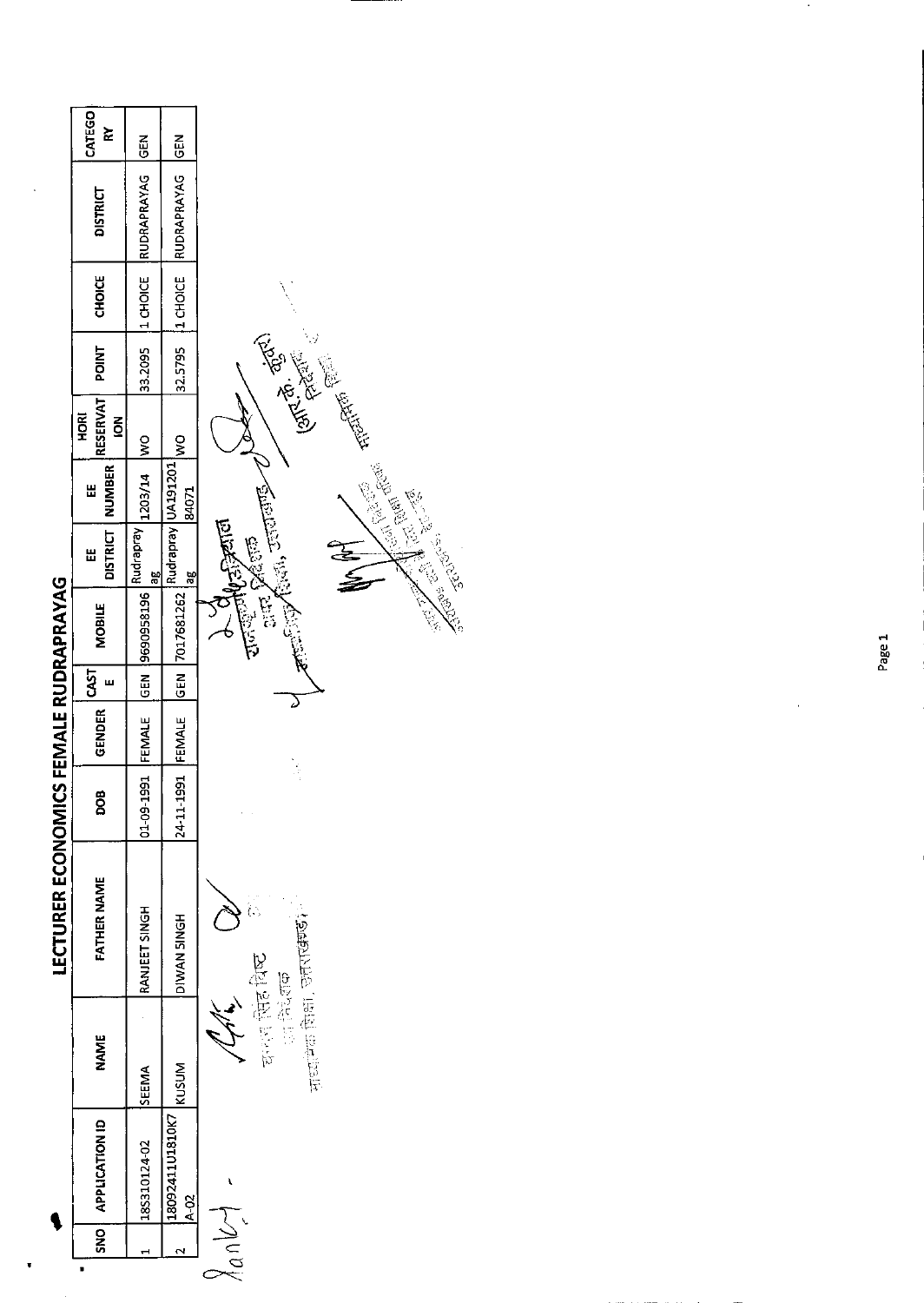# LECTURER ECONOMICS FEMALE RUDRAPRAYAG

| SNO | APPLICATION ID | NAME | FATHER NAME | DOB | GENDER | CASTE | MOBILE | EE DISTRICT | EE NUMBER | HORI RESERVATION | POINT | CHOICE | DISTRICT | CATEGORY |
|---|---|---|---|---|---|---|---|---|---|---|---|---|---|---|
| 1 | 18S310124-02 | SEEMA | RANJEET SINGH | 01-09-1991 | FEMALE | GEN | 9690958196 | Rudraprayag | 1203/14 | WO | 33.2095 | 1 CHOICE | RUDRAPRAYAG | GEN |
| 2 | 18092411U1810K7A-02 | KUSUM | DIWAN SINGH | 24-11-1991 | FEMALE | GEN | 7017681262 | Rudraprayag | UA19120184071 | WO | 32.5795 | 1 CHOICE | RUDRAPRAYAG | GEN |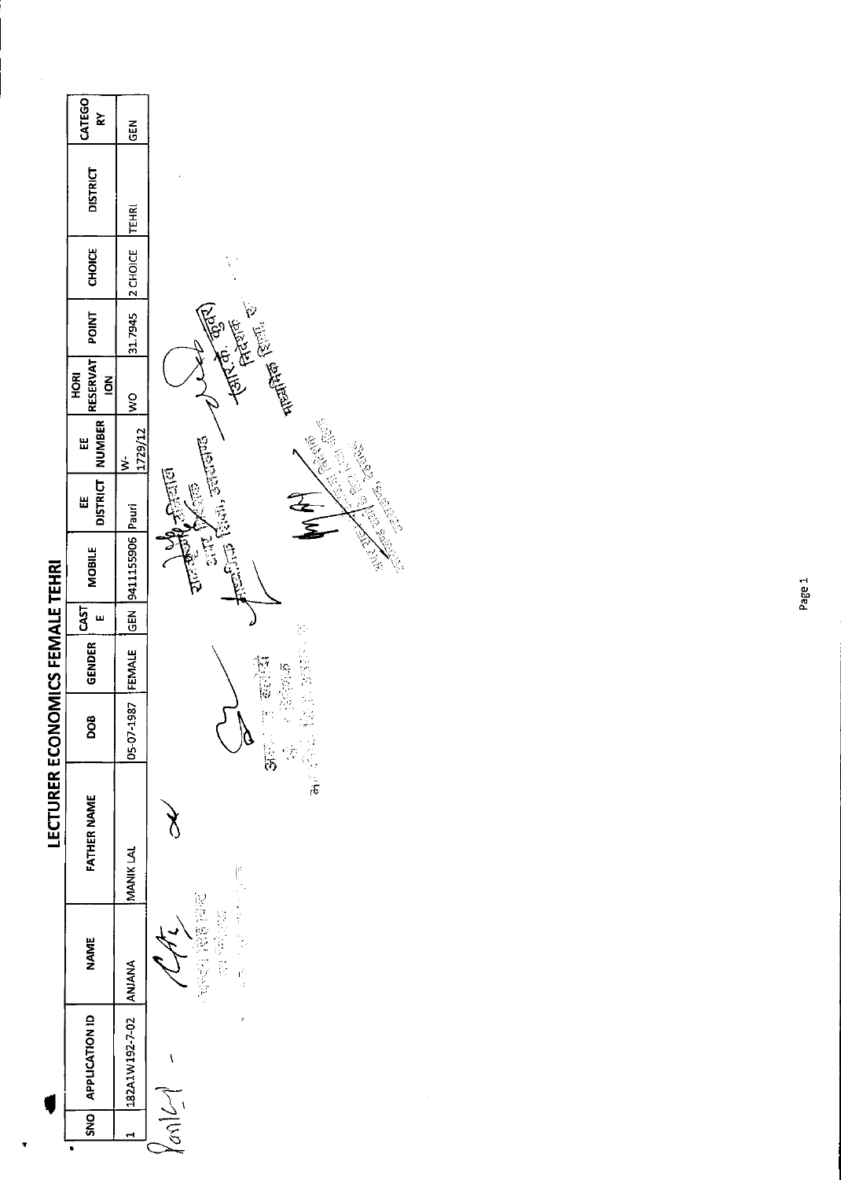# LECTURER ECONOMICS FEMALE TEHRI

| SNO | APPLICATION ID | NAME | FATHER NAME | DOB | GENDER | CASTE | MOBILE | EE DISTRICT | EE NUMBER | HORI RESERVATION | POINT | CHOICE | DISTRICT | CATEGORY |
|---|---|---|---|---|---|---|---|---|---|---|---|---|---|---|
| 1 | 182A1W192-7-02 | ANJANA | MANIK LAL | 05-07-1987 | FEMALE | GEN | 9411155906 | Pauri | W-1729/12 | WO | 31.7945 | 2 CHOICE | TEHRI | GEN |

आर. के. कुंवर
निदेशक
माध्यमिक शिक्षा, उत्तराखण्ड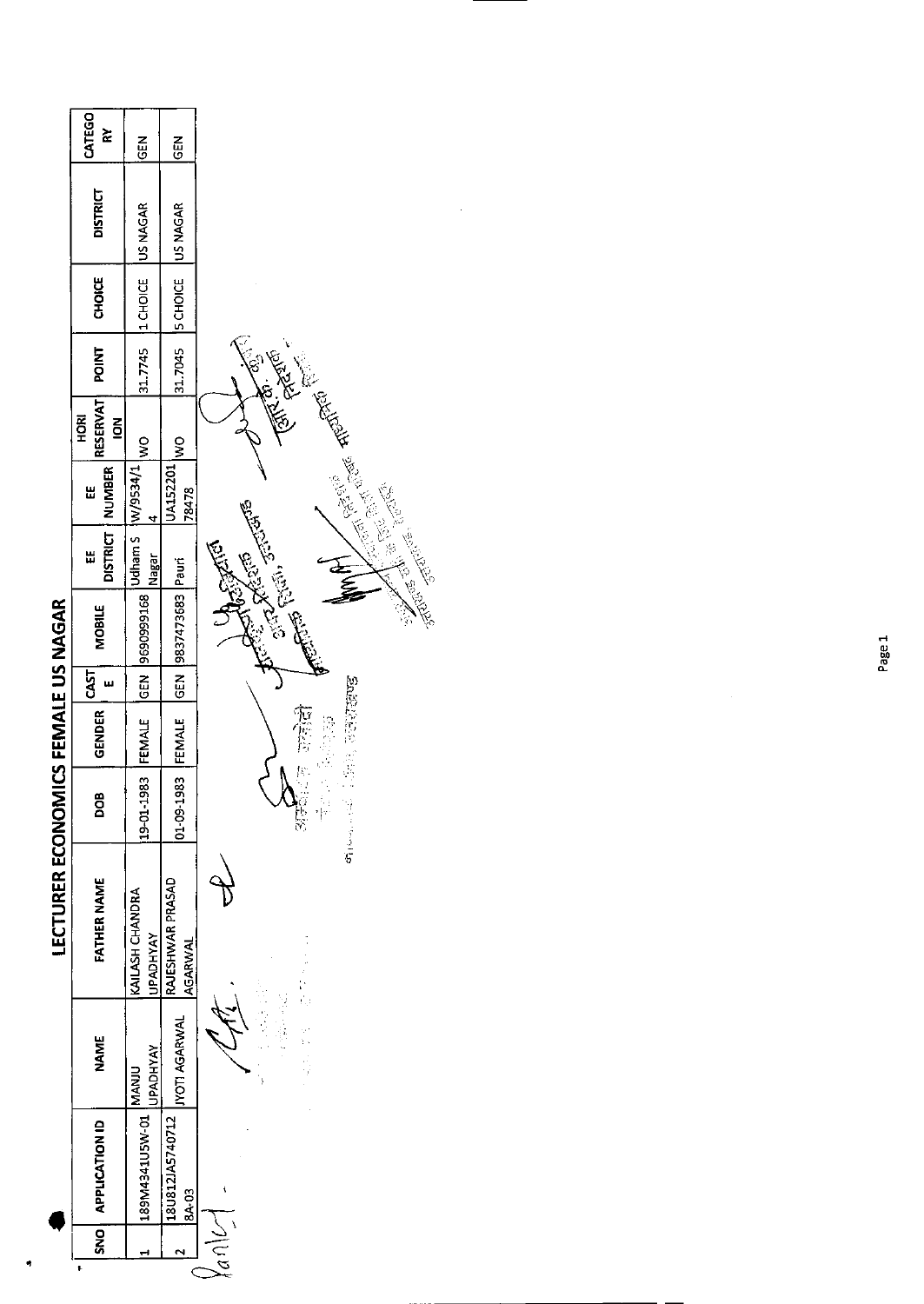# LECTURER ECONOMICS FEMALE US NAGAR

| SNO | APPLICATION ID | NAME | FATHER NAME | DOB | GENDER | CASTE | MOBILE | EE DISTRICT | EE NUMBER | HORI RESERVATION | POINT | CHOICE | DISTRICT | CATEGORY |
|---|---|---|---|---|---|---|---|---|---|---|---|---|---|---|
| 1 | 189M4341U5W-01 | MANJU UPADHYAY | KAILASH CHANDRA UPADHYAY | 19-01-1983 | FEMALE | GEN | 9690999168 | Udham S Nagar | W/9534/14 | WO | 31.7745 | 1 CHOICE | US NAGAR | GEN |
| 2 | 18U812JA5740712 8A-03 | JYOTI AGARWAL | RAJESHWAR PRASAD AGARWAL | 01-09-1983 | FEMALE | GEN | 9837473683 | Pauri | UA15220178478 | WO | 31.7045 | 5 CHOICE | US NAGAR | GEN |